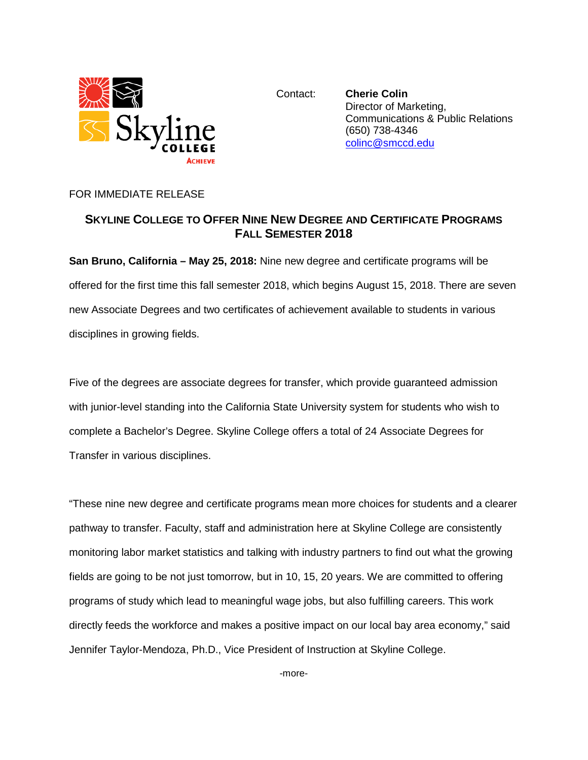Contact: **Cherie Colin**
Director of Marketing,
Communications & Public Relations
(650) 738-4346
colinc@smccd.edu

FOR IMMEDIATE RELEASE

## SKYLINE COLLEGE TO OFFER NINE NEW DEGREE AND CERTIFICATE PROGRAMS FALL SEMESTER 2018

**San Bruno, California – May 25, 2018:** Nine new degree and certificate programs will be offered for the first time this fall semester 2018, which begins August 15, 2018. There are seven new Associate Degrees and two certificates of achievement available to students in various disciplines in growing fields.

Five of the degrees are associate degrees for transfer, which provide guaranteed admission with junior-level standing into the California State University system for students who wish to complete a Bachelor's Degree. Skyline College offers a total of 24 Associate Degrees for Transfer in various disciplines.

"These nine new degree and certificate programs mean more choices for students and a clearer pathway to transfer. Faculty, staff and administration here at Skyline College are consistently monitoring labor market statistics and talking with industry partners to find out what the growing fields are going to be not just tomorrow, but in 10, 15, 20 years. We are committed to offering programs of study which lead to meaningful wage jobs, but also fulfilling careers. This work directly feeds the workforce and makes a positive impact on our local bay area economy," said Jennifer Taylor-Mendoza, Ph.D., Vice President of Instruction at Skyline College.

-more-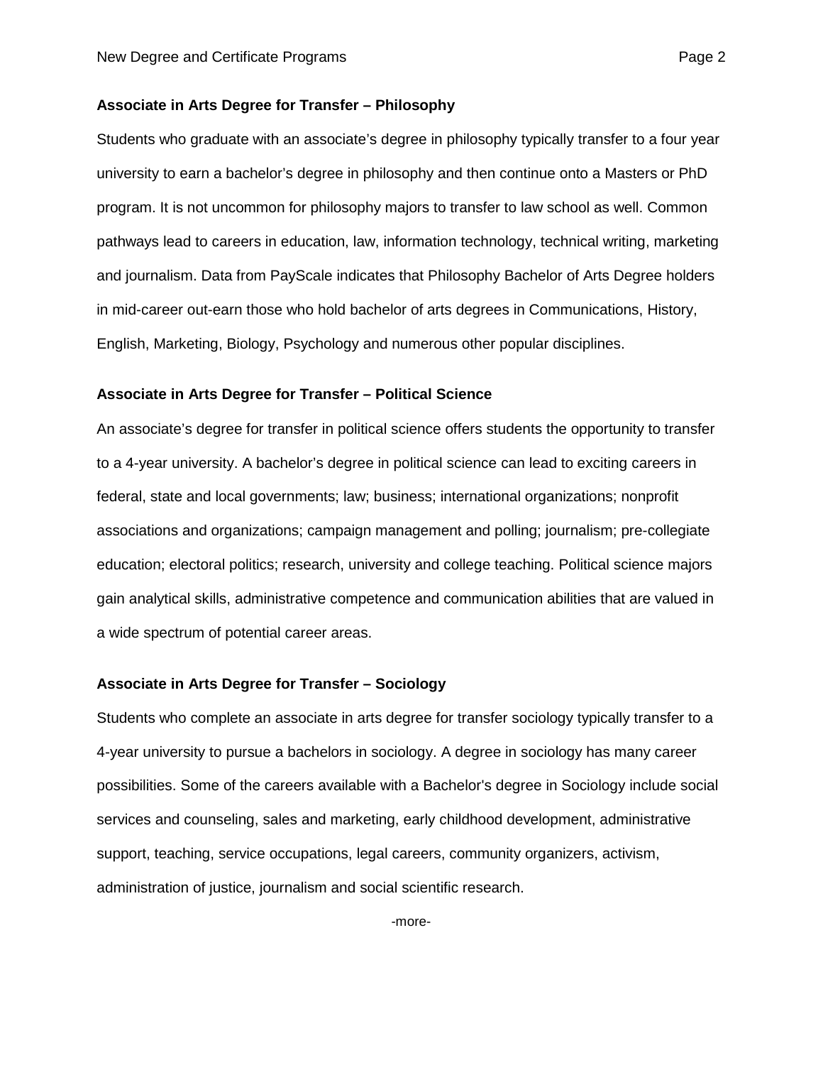**Associate in Arts Degree for Transfer – Philosophy**

Students who graduate with an associate's degree in philosophy typically transfer to a four year university to earn a bachelor's degree in philosophy and then continue onto a Masters or PhD program. It is not uncommon for philosophy majors to transfer to law school as well. Common pathways lead to careers in education, law, information technology, technical writing, marketing and journalism. Data from PayScale indicates that Philosophy Bachelor of Arts Degree holders in mid-career out-earn those who hold bachelor of arts degrees in Communications, History, English, Marketing, Biology, Psychology and numerous other popular disciplines.

**Associate in Arts Degree for Transfer – Political Science**

An associate's degree for transfer in political science offers students the opportunity to transfer to a 4-year university. A bachelor's degree in political science can lead to exciting careers in federal, state and local governments; law; business; international organizations; nonprofit associations and organizations; campaign management and polling; journalism; pre-collegiate education; electoral politics; research, university and college teaching. Political science majors gain analytical skills, administrative competence and communication abilities that are valued in a wide spectrum of potential career areas.

**Associate in Arts Degree for Transfer – Sociology**

Students who complete an associate in arts degree for transfer sociology typically transfer to a 4-year university to pursue a bachelors in sociology. A degree in sociology has many career possibilities. Some of the careers available with a Bachelor's degree in Sociology include social services and counseling, sales and marketing, early childhood development, administrative support, teaching, service occupations, legal careers, community organizers, activism, administration of justice, journalism and social scientific research.

-more-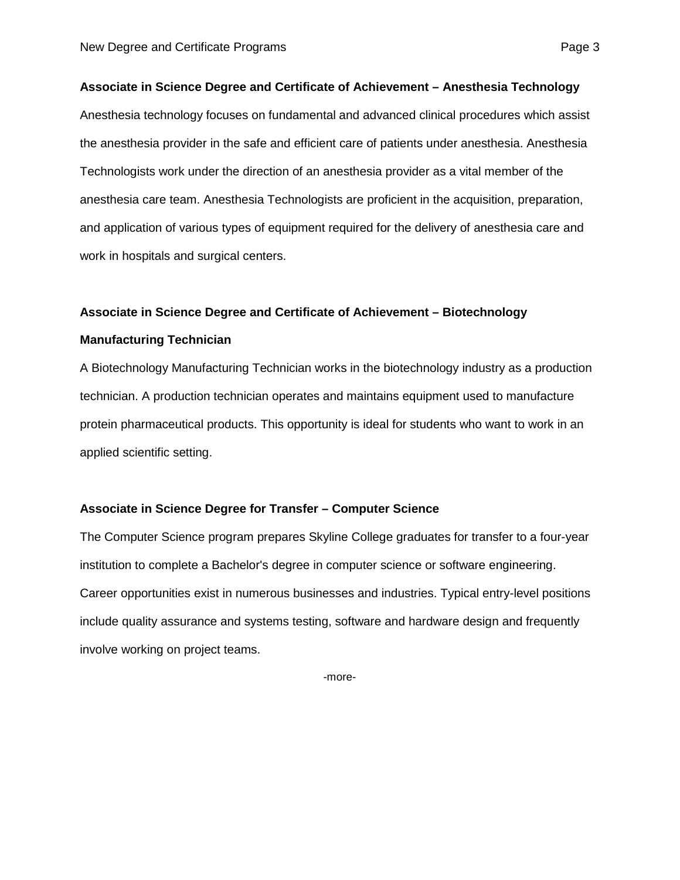**Associate in Science Degree and Certificate of Achievement – Anesthesia Technology**

Anesthesia technology focuses on fundamental and advanced clinical procedures which assist the anesthesia provider in the safe and efficient care of patients under anesthesia. Anesthesia Technologists work under the direction of an anesthesia provider as a vital member of the anesthesia care team. Anesthesia Technologists are proficient in the acquisition, preparation, and application of various types of equipment required for the delivery of anesthesia care and work in hospitals and surgical centers.

**Associate in Science Degree and Certificate of Achievement – Biotechnology Manufacturing Technician**

A Biotechnology Manufacturing Technician works in the biotechnology industry as a production technician. A production technician operates and maintains equipment used to manufacture protein pharmaceutical products. This opportunity is ideal for students who want to work in an applied scientific setting.

**Associate in Science Degree for Transfer – Computer Science**

The Computer Science program prepares Skyline College graduates for transfer to a four-year institution to complete a Bachelor's degree in computer science or software engineering. Career opportunities exist in numerous businesses and industries. Typical entry-level positions include quality assurance and systems testing, software and hardware design and frequently involve working on project teams.

-more-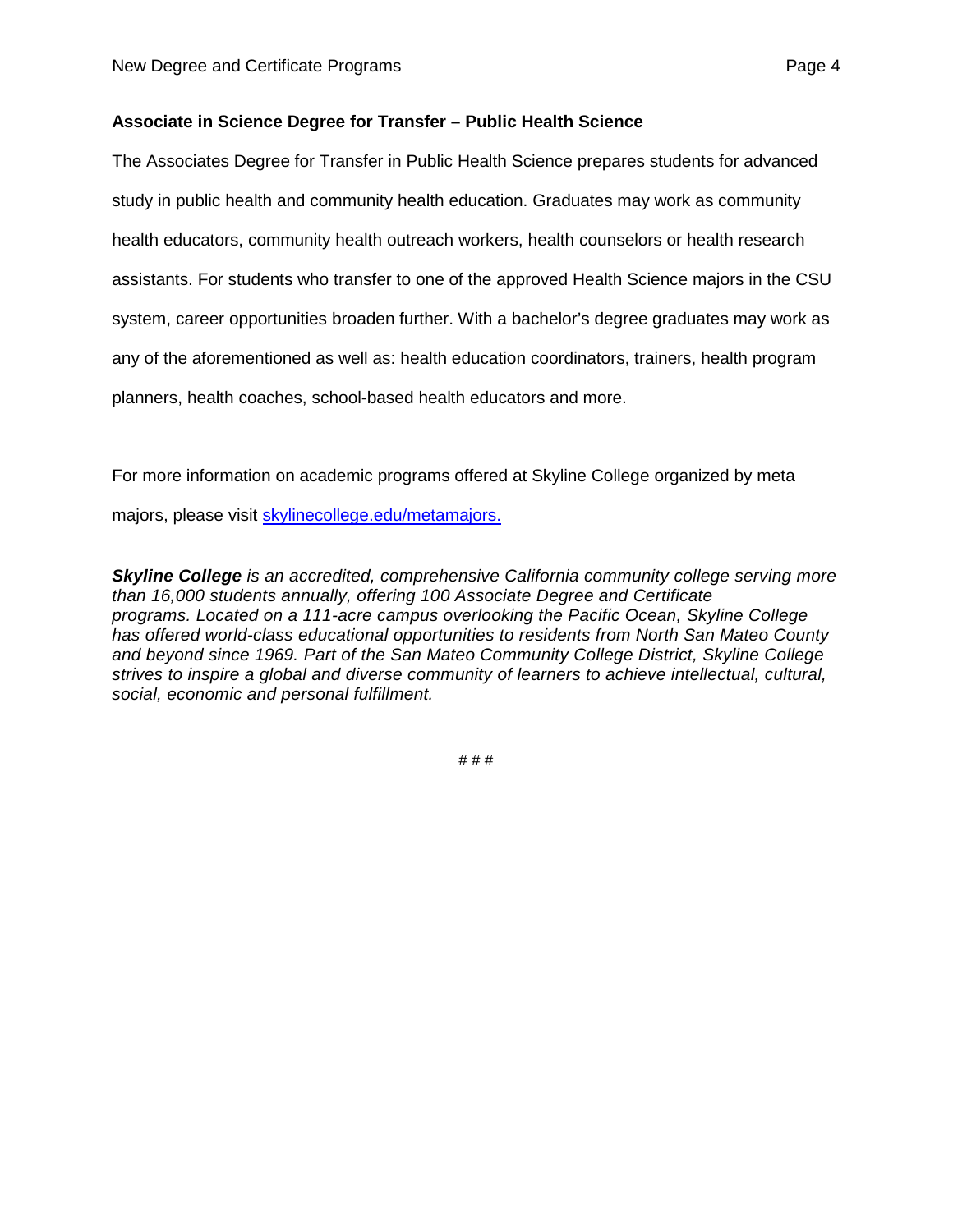### Associate in Science Degree for Transfer – Public Health Science

The Associates Degree for Transfer in Public Health Science prepares students for advanced study in public health and community health education. Graduates may work as community health educators, community health outreach workers, health counselors or health research assistants. For students who transfer to one of the approved Health Science majors in the CSU system, career opportunities broaden further. With a bachelor's degree graduates may work as any of the aforementioned as well as: health education coordinators, trainers, health program planners, health coaches, school-based health educators and more.

For more information on academic programs offered at Skyline College organized by meta majors, please visit [skylinecollege.edu/metamajors.](skylinecollege.edu/metamajors)

***Skyline College** is an accredited, comprehensive California community college serving more than 16,000 students annually, offering 100 Associate Degree and Certificate programs. Located on a 111-acre campus overlooking the Pacific Ocean, Skyline College has offered world-class educational opportunities to residents from North San Mateo County and beyond since 1969. Part of the San Mateo Community College District, Skyline College strives to inspire a global and diverse community of learners to achieve intellectual, cultural, social, economic and personal fulfillment.*

# # #